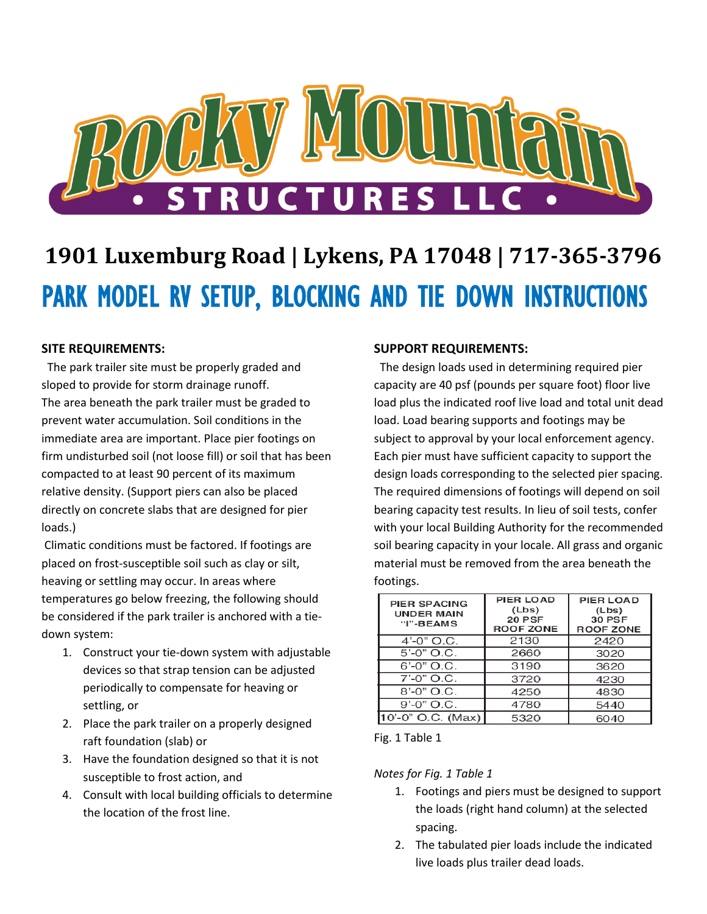# Rocky Mountain Structures LLC

**1901 Luxemburg Road | Lykens, PA 17048 | 717-365-3796**

## PARK MODEL RV SETUP, BLOCKING AND TIE DOWN INSTRUCTIONS

**SITE REQUIREMENTS:**

The park trailer site must be properly graded and sloped to provide for storm drainage runoff. The area beneath the park trailer must be graded to prevent water accumulation. Soil conditions in the immediate area are important. Place pier footings on firm undisturbed soil (not loose fill) or soil that has been compacted to at least 90 percent of its maximum relative density. (Support piers can also be placed directly on concrete slabs that are designed for pier loads.)

Climatic conditions must be factored. If footings are placed on frost-susceptible soil such as clay or silt, heaving or settling may occur. In areas where temperatures go below freezing, the following should be considered if the park trailer is anchored with a tie-down system:

1. Construct your tie-down system with adjustable devices so that strap tension can be adjusted periodically to compensate for heaving or settling, or
2. Place the park trailer on a properly designed raft foundation (slab) or
3. Have the foundation designed so that it is not susceptible to frost action, and
4. Consult with local building officials to determine the location of the frost line.

**SUPPORT REQUIREMENTS:**

The design loads used in determining required pier capacity are 40 psf (pounds per square foot) floor live load plus the indicated roof live load and total unit dead load. Load bearing supports and footings may be subject to approval by your local enforcement agency. Each pier must have sufficient capacity to support the design loads corresponding to the selected pier spacing. The required dimensions of footings will depend on soil bearing capacity test results. In lieu of soil tests, confer with your local Building Authority for the recommended soil bearing capacity in your locale. All grass and organic material must be removed from the area beneath the footings.

| PIER SPACING UNDER MAIN "I"-BEAMS | PIER LOAD (Lbs) 20 PSF ROOF ZONE | PIER LOAD (Lbs) 30 PSF ROOF ZONE |
|---|---|---|
| 4'-0" O.C. | 2130 | 2420 |
| 5'-0" O.C. | 2660 | 3020 |
| 6'-0" O.C. | 3190 | 3620 |
| 7'-0" O.C. | 3720 | 4230 |
| 8'-0" O.C. | 4250 | 4830 |
| 9'-0" O.C. | 4780 | 5440 |
| 10'-0" O.C. (Max) | 5320 | 6040 |

Fig. 1 Table 1

*Notes for Fig. 1 Table 1*

1. Footings and piers must be designed to support the loads (right hand column) at the selected spacing.
2. The tabulated pier loads include the indicated live loads plus trailer dead loads.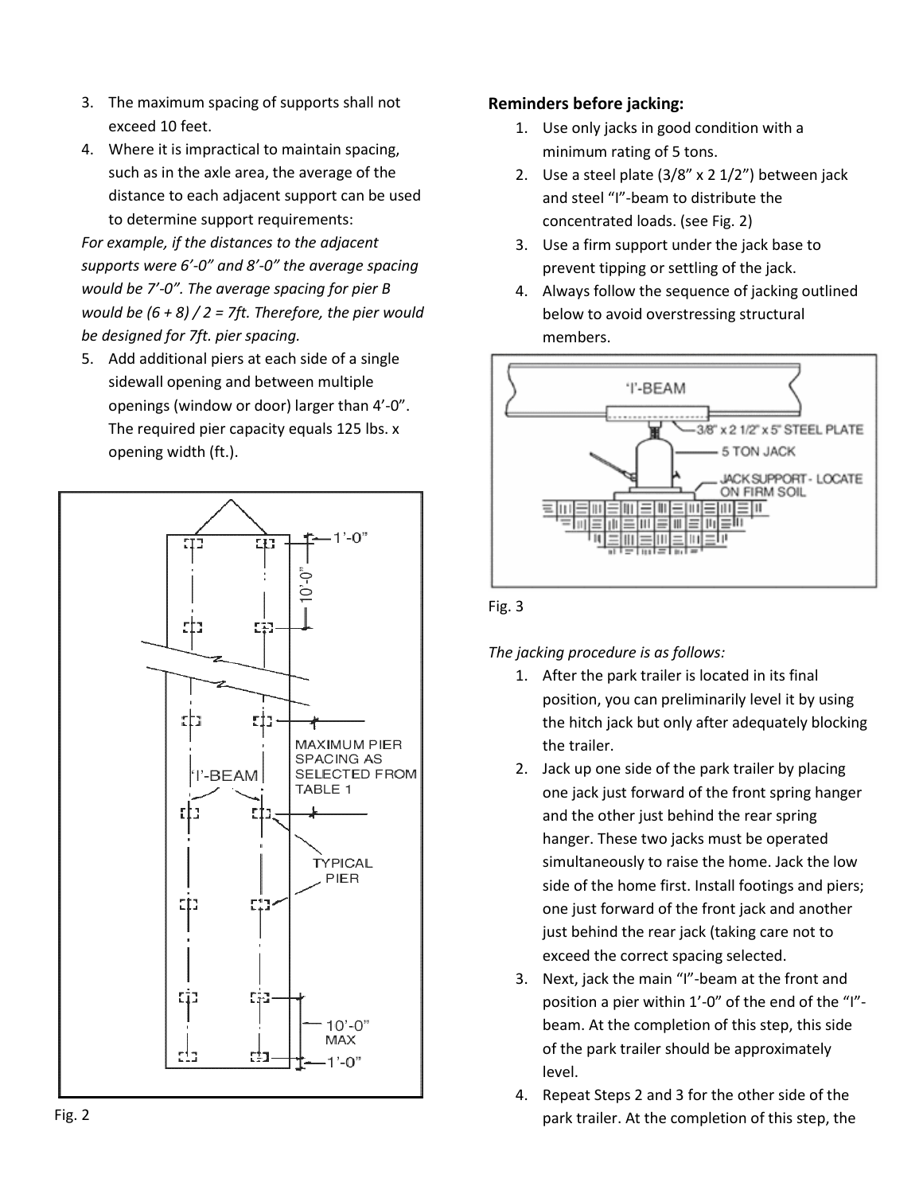3. The maximum spacing of supports shall not exceed 10 feet.
4. Where it is impractical to maintain spacing, such as in the axle area, the average of the distance to each adjacent support can be used to determine support requirements:

*For example, if the distances to the adjacent supports were 6'-0" and 8'-0" the average spacing would be 7'-0". The average spacing for pier B would be (6 + 8) / 2 = 7ft. Therefore, the pier would be designed for 7ft. pier spacing.*

5. Add additional piers at each side of a single sidewall opening and between multiple openings (window or door) larger than 4'-0". The required pier capacity equals 125 lbs. x opening width (ft.).

Fig. 2

**Reminders before jacking:**

1. Use only jacks in good condition with a minimum rating of 5 tons.
2. Use a steel plate (3/8" x 2 1/2") between jack and steel "I"-beam to distribute the concentrated loads. (see Fig. 2)
3. Use a firm support under the jack base to prevent tipping or settling of the jack.
4. Always follow the sequence of jacking outlined below to avoid overstressing structural members.

Fig. 3

*The jacking procedure is as follows:*

1. After the park trailer is located in its final position, you can preliminarily level it by using the hitch jack but only after adequately blocking the trailer.
2. Jack up one side of the park trailer by placing one jack just forward of the front spring hanger and the other just behind the rear spring hanger. These two jacks must be operated simultaneously to raise the home. Jack the low side of the home first. Install footings and piers; one just forward of the front jack and another just behind the rear jack (taking care not to exceed the correct spacing selected.
3. Next, jack the main "I"-beam at the front and position a pier within 1'-0" of the end of the "I"-beam. At the completion of this step, this side of the park trailer should be approximately level.
4. Repeat Steps 2 and 3 for the other side of the park trailer. At the completion of this step, the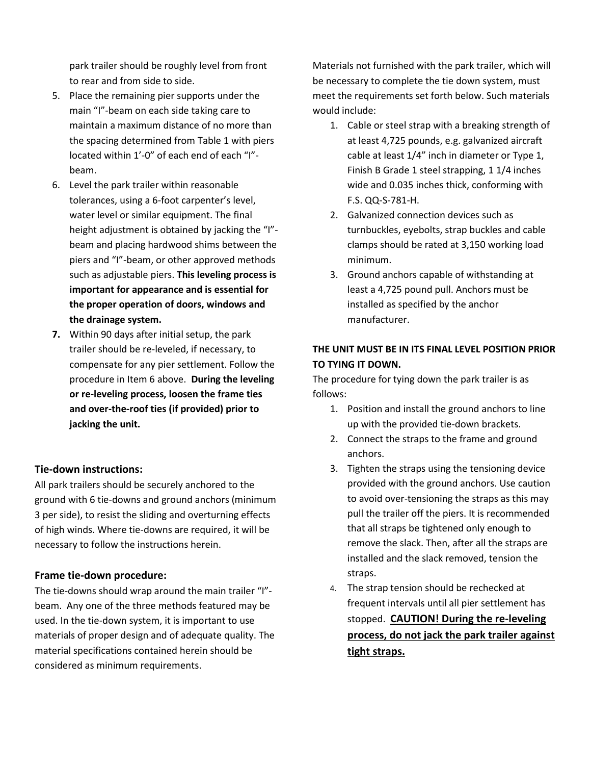park trailer should be roughly level from front to rear and from side to side.

5. Place the remaining pier supports under the main "I"-beam on each side taking care to maintain a maximum distance of no more than the spacing determined from Table 1 with piers located within 1'-0" of each end of each "I"-beam.
6. Level the park trailer within reasonable tolerances, using a 6-foot carpenter's level, water level or similar equipment. The final height adjustment is obtained by jacking the "I"-beam and placing hardwood shims between the piers and "I"-beam, or other approved methods such as adjustable piers. **This leveling process is important for appearance and is essential for the proper operation of doors, windows and the drainage system.**
7. Within 90 days after initial setup, the park trailer should be re-leveled, if necessary, to compensate for any pier settlement. Follow the procedure in Item 6 above. **During the leveling or re-leveling process, loosen the frame ties and over-the-roof ties (if provided) prior to jacking the unit.**

### Tie-down instructions:

All park trailers should be securely anchored to the ground with 6 tie-downs and ground anchors (minimum 3 per side), to resist the sliding and overturning effects of high winds. Where tie-downs are required, it will be necessary to follow the instructions herein.

### Frame tie-down procedure:

The tie-downs should wrap around the main trailer "I"-beam. Any one of the three methods featured may be used. In the tie-down system, it is important to use materials of proper design and of adequate quality. The material specifications contained herein should be considered as minimum requirements.

Materials not furnished with the park trailer, which will be necessary to complete the tie down system, must meet the requirements set forth below. Such materials would include:

1. Cable or steel strap with a breaking strength of at least 4,725 pounds, e.g. galvanized aircraft cable at least 1/4" inch in diameter or Type 1, Finish B Grade 1 steel strapping, 1 1/4 inches wide and 0.035 inches thick, conforming with F.S. QQ-S-781-H.
2. Galvanized connection devices such as turnbuckles, eyebolts, strap buckles and cable clamps should be rated at 3,150 working load minimum.
3. Ground anchors capable of withstanding at least a 4,725 pound pull. Anchors must be installed as specified by the anchor manufacturer.

**THE UNIT MUST BE IN ITS FINAL LEVEL POSITION PRIOR TO TYING IT DOWN.**

The procedure for tying down the park trailer is as follows:

1. Position and install the ground anchors to line up with the provided tie-down brackets.
2. Connect the straps to the frame and ground anchors.
3. Tighten the straps using the tensioning device provided with the ground anchors. Use caution to avoid over-tensioning the straps as this may pull the trailer off the piers. It is recommended that all straps be tightened only enough to remove the slack. Then, after all the straps are installed and the slack removed, tension the straps.
4. The strap tension should be rechecked at frequent intervals until all pier settlement has stopped. **CAUTION! During the re-leveling process, do not jack the park trailer against tight straps.**